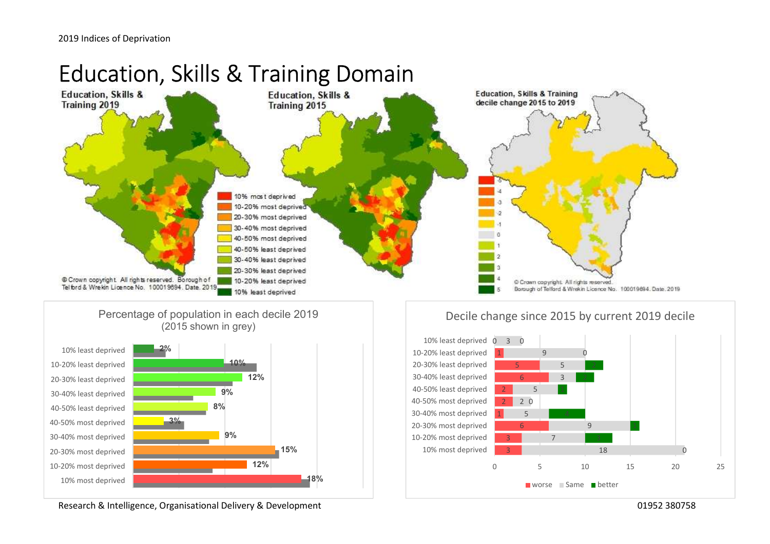# Education, Skills & Training Domain

**Education, Skills & Training 2019**

**Education, Skills & Training 2015**

**Education, Skills & Training decile change 2015 to 2019**

Legend: 10% most deprived; 10-20% most deprived; 20-30% most deprived; 30-40% most deprived; 40-50% most deprived; 40-50% least deprived; 30-40% least deprived; 20-30% least deprived; 10-20% least deprived; 10% least deprived

Decile change legend: -5, -4, -3, -2, -1, 0, 1, 2, 3, 4, 5

© Crown copyright. All rights reserved. Borough of Telford & Wrekin Licence No. 100019694. Date. 2019

## Percentage of population in each decile 2019
(2015 shown in grey)

| Decile | 2019 |
|---|---|
| 10% least deprived | 2% |
| 10-20% least deprived | 10% |
| 20-30% least deprived | 12% |
| 30-40% least deprived | 9% |
| 40-50% least deprived | 8% |
| 40-50% most deprived | 3% |
| 30-40% most deprived | 9% |
| 20-30% most deprived | 15% |
| 10-20% most deprived | 12% |
| 10% most deprived | 18% |

## Decile change since 2015 by current 2019 decile

| 2019 decile | worse | Same | better |
|---|---|---|---|
| 10% least deprived | 0 | 3 | 0 |
| 10-20% least deprived | 1 | 9 | 0 |
| 20-30% least deprived | 5 | 5 | 2 |
| 30-40% least deprived | 6 | 3 | 2 |
| 40-50% least deprived | 2 | 5 | 1 |
| 40-50% most deprived | 2 | 2 | 0 |
| 30-40% most deprived | 1 | 5 | 4 |
| 20-30% most deprived | 6 | 9 | 1 |
| 10-20% most deprived | 3 | 7 | 3 |
| 10% most deprived | 3 | 18 | 0 |

Research & Intelligence, Organisational Delivery & Development

01952 380758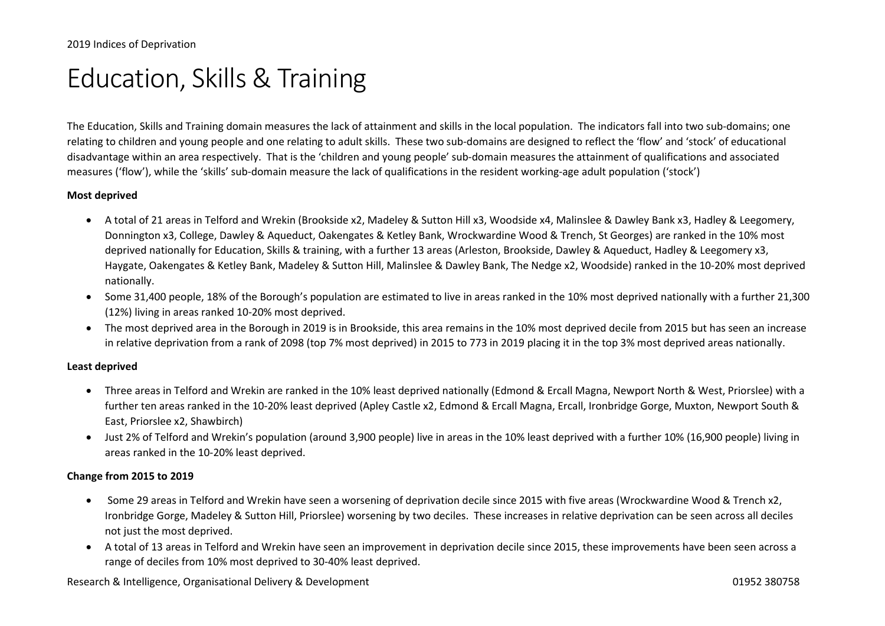# Education, Skills & Training

The Education, Skills and Training domain measures the lack of attainment and skills in the local population. The indicators fall into two sub-domains; one relating to children and young people and one relating to adult skills. These two sub-domains are designed to reflect the 'flow' and 'stock' of educational disadvantage within an area respectively. That is the 'children and young people' sub-domain measures the attainment of qualifications and associated measures ('flow'), while the 'skills' sub-domain measure the lack of qualifications in the resident working-age adult population ('stock')

**Most deprived**

- A total of 21 areas in Telford and Wrekin (Brookside x2, Madeley & Sutton Hill x3, Woodside x4, Malinslee & Dawley Bank x3, Hadley & Leegomery, Donnington x3, College, Dawley & Aqueduct, Oakengates & Ketley Bank, Wrockwardine Wood & Trench, St Georges) are ranked in the 10% most deprived nationally for Education, Skills & training, with a further 13 areas (Arleston, Brookside, Dawley & Aqueduct, Hadley & Leegomery x3, Haygate, Oakengates & Ketley Bank, Madeley & Sutton Hill, Malinslee & Dawley Bank, The Nedge x2, Woodside) ranked in the 10-20% most deprived nationally.
- Some 31,400 people, 18% of the Borough's population are estimated to live in areas ranked in the 10% most deprived nationally with a further 21,300 (12%) living in areas ranked 10-20% most deprived.
- The most deprived area in the Borough in 2019 is in Brookside, this area remains in the 10% most deprived decile from 2015 but has seen an increase in relative deprivation from a rank of 2098 (top 7% most deprived) in 2015 to 773 in 2019 placing it in the top 3% most deprived areas nationally.

**Least deprived**

- Three areas in Telford and Wrekin are ranked in the 10% least deprived nationally (Edmond & Ercall Magna, Newport North & West, Priorslee) with a further ten areas ranked in the 10-20% least deprived (Apley Castle x2, Edmond & Ercall Magna, Ercall, Ironbridge Gorge, Muxton, Newport South & East, Priorslee x2, Shawbirch)
- Just 2% of Telford and Wrekin's population (around 3,900 people) live in areas in the 10% least deprived with a further 10% (16,900 people) living in areas ranked in the 10-20% least deprived.

**Change from 2015 to 2019**

- Some 29 areas in Telford and Wrekin have seen a worsening of deprivation decile since 2015 with five areas (Wrockwardine Wood & Trench x2, Ironbridge Gorge, Madeley & Sutton Hill, Priorslee) worsening by two deciles. These increases in relative deprivation can be seen across all deciles not just the most deprived.
- A total of 13 areas in Telford and Wrekin have seen an improvement in deprivation decile since 2015, these improvements have been seen across a range of deciles from 10% most deprived to 30-40% least deprived.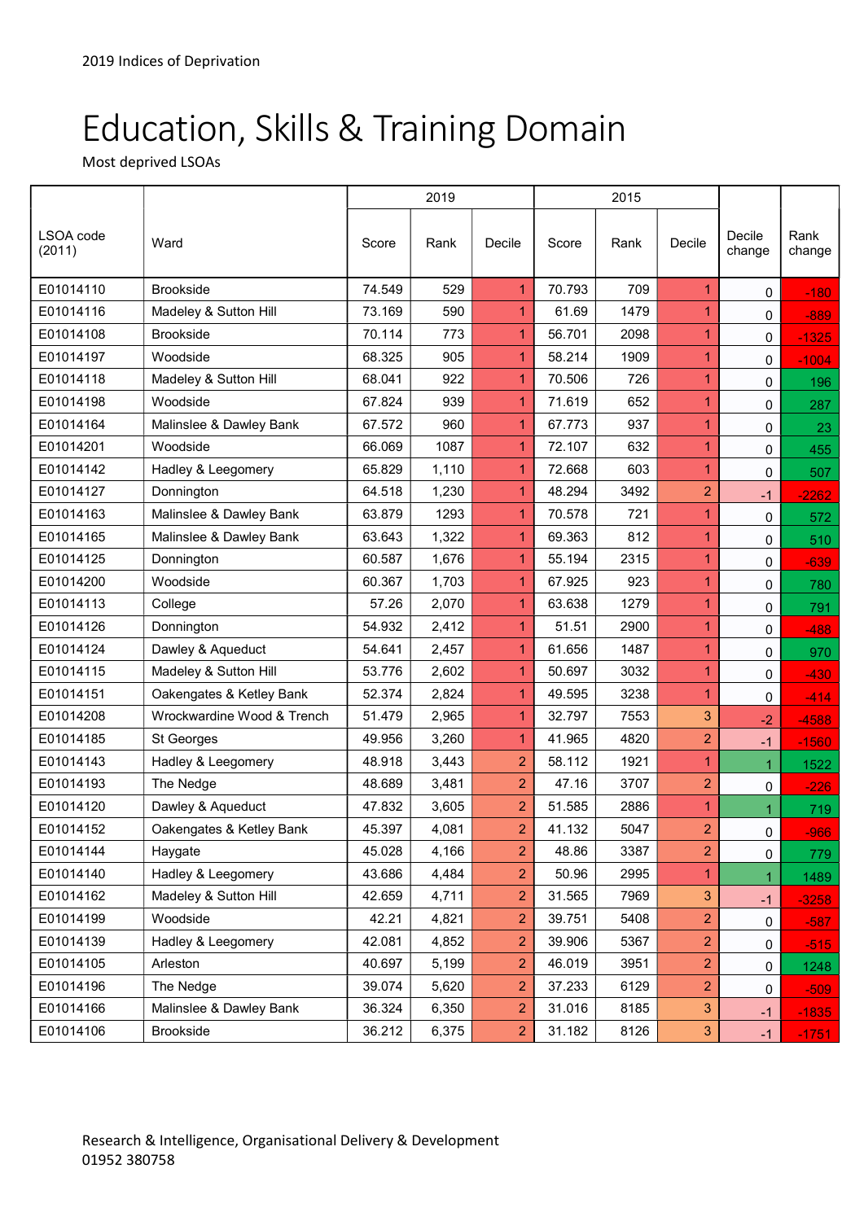2019 Indices of Deprivation

# Education, Skills & Training Domain

Most deprived LSOAs

| LSOA code (2011) | Ward | 2019 | | | 2015 | | | Decile change | Rank change |
|---|---|---|---|---|---|---|---|---|---|
| | | Score | Rank | Decile | Score | Rank | Decile | | |
| E01014110 | Brookside | 74.549 | 529 | 1 | 70.793 | 709 | 1 | 0 | -180 |
| E01014116 | Madeley & Sutton Hill | 73.169 | 590 | 1 | 61.69 | 1479 | 1 | 0 | -889 |
| E01014108 | Brookside | 70.114 | 773 | 1 | 56.701 | 2098 | 1 | 0 | -1325 |
| E01014197 | Woodside | 68.325 | 905 | 1 | 58.214 | 1909 | 1 | 0 | -1004 |
| E01014118 | Madeley & Sutton Hill | 68.041 | 922 | 1 | 70.506 | 726 | 1 | 0 | 196 |
| E01014198 | Woodside | 67.824 | 939 | 1 | 71.619 | 652 | 1 | 0 | 287 |
| E01014164 | Malinslee & Dawley Bank | 67.572 | 960 | 1 | 67.773 | 937 | 1 | 0 | 23 |
| E01014201 | Woodside | 66.069 | 1087 | 1 | 72.107 | 632 | 1 | 0 | 455 |
| E01014142 | Hadley & Leegomery | 65.829 | 1,110 | 1 | 72.668 | 603 | 1 | 0 | 507 |
| E01014127 | Donnington | 64.518 | 1,230 | 1 | 48.294 | 3492 | 2 | -1 | -2262 |
| E01014163 | Malinslee & Dawley Bank | 63.879 | 1293 | 1 | 70.578 | 721 | 1 | 0 | 572 |
| E01014165 | Malinslee & Dawley Bank | 63.643 | 1,322 | 1 | 69.363 | 812 | 1 | 0 | 510 |
| E01014125 | Donnington | 60.587 | 1,676 | 1 | 55.194 | 2315 | 1 | 0 | -639 |
| E01014200 | Woodside | 60.367 | 1,703 | 1 | 67.925 | 923 | 1 | 0 | 780 |
| E01014113 | College | 57.26 | 2,070 | 1 | 63.638 | 1279 | 1 | 0 | 791 |
| E01014126 | Donnington | 54.932 | 2,412 | 1 | 51.51 | 2900 | 1 | 0 | -488 |
| E01014124 | Dawley & Aqueduct | 54.641 | 2,457 | 1 | 61.656 | 1487 | 1 | 0 | 970 |
| E01014115 | Madeley & Sutton Hill | 53.776 | 2,602 | 1 | 50.697 | 3032 | 1 | 0 | -430 |
| E01014151 | Oakengates & Ketley Bank | 52.374 | 2,824 | 1 | 49.595 | 3238 | 1 | 0 | -414 |
| E01014208 | Wrockwardine Wood & Trench | 51.479 | 2,965 | 1 | 32.797 | 7553 | 3 | -2 | -4588 |
| E01014185 | St Georges | 49.956 | 3,260 | 1 | 41.965 | 4820 | 2 | -1 | -1560 |
| E01014143 | Hadley & Leegomery | 48.918 | 3,443 | 2 | 58.112 | 1921 | 1 | 1 | 1522 |
| E01014193 | The Nedge | 48.689 | 3,481 | 2 | 47.16 | 3707 | 2 | 0 | -226 |
| E01014120 | Dawley & Aqueduct | 47.832 | 3,605 | 2 | 51.585 | 2886 | 1 | 1 | 719 |
| E01014152 | Oakengates & Ketley Bank | 45.397 | 4,081 | 2 | 41.132 | 5047 | 2 | 0 | -966 |
| E01014144 | Haygate | 45.028 | 4,166 | 2 | 48.86 | 3387 | 2 | 0 | 779 |
| E01014140 | Hadley & Leegomery | 43.686 | 4,484 | 2 | 50.96 | 2995 | 1 | 1 | 1489 |
| E01014162 | Madeley & Sutton Hill | 42.659 | 4,711 | 2 | 31.565 | 7969 | 3 | -1 | -3258 |
| E01014199 | Woodside | 42.21 | 4,821 | 2 | 39.751 | 5408 | 2 | 0 | -587 |
| E01014139 | Hadley & Leegomery | 42.081 | 4,852 | 2 | 39.906 | 5367 | 2 | 0 | -515 |
| E01014105 | Arleston | 40.697 | 5,199 | 2 | 46.019 | 3951 | 2 | 0 | 1248 |
| E01014196 | The Nedge | 39.074 | 5,620 | 2 | 37.233 | 6129 | 2 | 0 | -509 |
| E01014166 | Malinslee & Dawley Bank | 36.324 | 6,350 | 2 | 31.016 | 8185 | 3 | -1 | -1835 |
| E01014106 | Brookside | 36.212 | 6,375 | 2 | 31.182 | 8126 | 3 | -1 | -1751 |

Research & Intelligence, Organisational Delivery & Development
01952 380758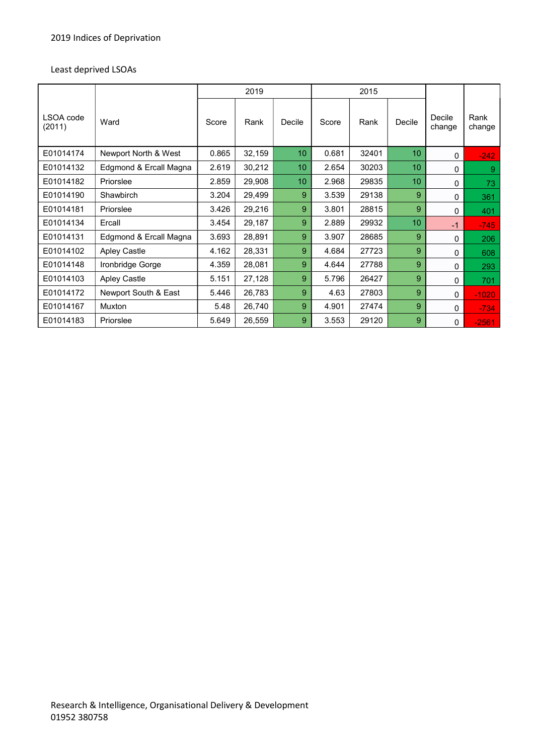2019 Indices of Deprivation

Least deprived LSOAs

| LSOA code (2011) | Ward | 2019 | | | 2015 | | | Decile change | Rank change |
|---|---|---|---|---|---|---|---|---|---|
| | | Score | Rank | Decile | Score | Rank | Decile | | |
| E01014174 | Newport North & West | 0.865 | 32,159 | 10 | 0.681 | 32401 | 10 | 0 | -242 |
| E01014132 | Edgmond & Ercall Magna | 2.619 | 30,212 | 10 | 2.654 | 30203 | 10 | 0 | 9 |
| E01014182 | Priorslee | 2.859 | 29,908 | 10 | 2.968 | 29835 | 10 | 0 | 73 |
| E01014190 | Shawbirch | 3.204 | 29,499 | 9 | 3.539 | 29138 | 9 | 0 | 361 |
| E01014181 | Priorslee | 3.426 | 29,216 | 9 | 3.801 | 28815 | 9 | 0 | 401 |
| E01014134 | Ercall | 3.454 | 29,187 | 9 | 2.889 | 29932 | 10 | -1 | -745 |
| E01014131 | Edgmond & Ercall Magna | 3.693 | 28,891 | 9 | 3.907 | 28685 | 9 | 0 | 206 |
| E01014102 | Apley Castle | 4.162 | 28,331 | 9 | 4.684 | 27723 | 9 | 0 | 608 |
| E01014148 | Ironbridge Gorge | 4.359 | 28,081 | 9 | 4.644 | 27788 | 9 | 0 | 293 |
| E01014103 | Apley Castle | 5.151 | 27,128 | 9 | 5.796 | 26427 | 9 | 0 | 701 |
| E01014172 | Newport South & East | 5.446 | 26,783 | 9 | 4.63 | 27803 | 9 | 0 | -1020 |
| E01014167 | Muxton | 5.48 | 26,740 | 9 | 4.901 | 27474 | 9 | 0 | -734 |
| E01014183 | Priorslee | 5.649 | 26,559 | 9 | 3.553 | 29120 | 9 | 0 | -2561 |

Research & Intelligence, Organisational Delivery & Development
01952 380758